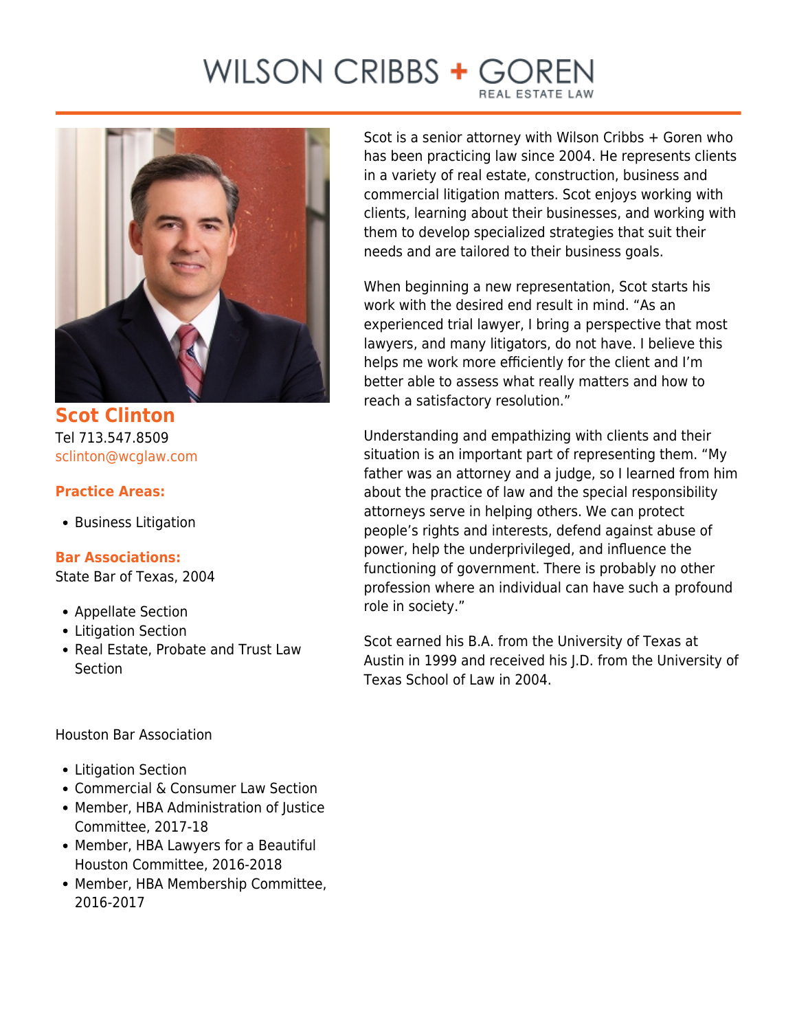# WILSON CRIBBS + GOREN

REAL ESTATE LAW

## Scot Clinton

Tel 713.547.8509
sclinton@wcglaw.com

**Practice Areas:**

- Business Litigation

**Bar Associations:**

State Bar of Texas, 2004

- Appellate Section
- Litigation Section
- Real Estate, Probate and Trust Law Section

Houston Bar Association

- Litigation Section
- Commercial & Consumer Law Section
- Member, HBA Administration of Justice Committee, 2017-18
- Member, HBA Lawyers for a Beautiful Houston Committee, 2016-2018
- Member, HBA Membership Committee, 2016-2017

Scot is a senior attorney with Wilson Cribbs + Goren who has been practicing law since 2004. He represents clients in a variety of real estate, construction, business and commercial litigation matters. Scot enjoys working with clients, learning about their businesses, and working with them to develop specialized strategies that suit their needs and are tailored to their business goals.

When beginning a new representation, Scot starts his work with the desired end result in mind. "As an experienced trial lawyer, I bring a perspective that most lawyers, and many litigators, do not have. I believe this helps me work more efficiently for the client and I'm better able to assess what really matters and how to reach a satisfactory resolution."

Understanding and empathizing with clients and their situation is an important part of representing them. "My father was an attorney and a judge, so I learned from him about the practice of law and the special responsibility attorneys serve in helping others. We can protect people's rights and interests, defend against abuse of power, help the underprivileged, and influence the functioning of government. There is probably no other profession where an individual can have such a profound role in society."

Scot earned his B.A. from the University of Texas at Austin in 1999 and received his J.D. from the University of Texas School of Law in 2004.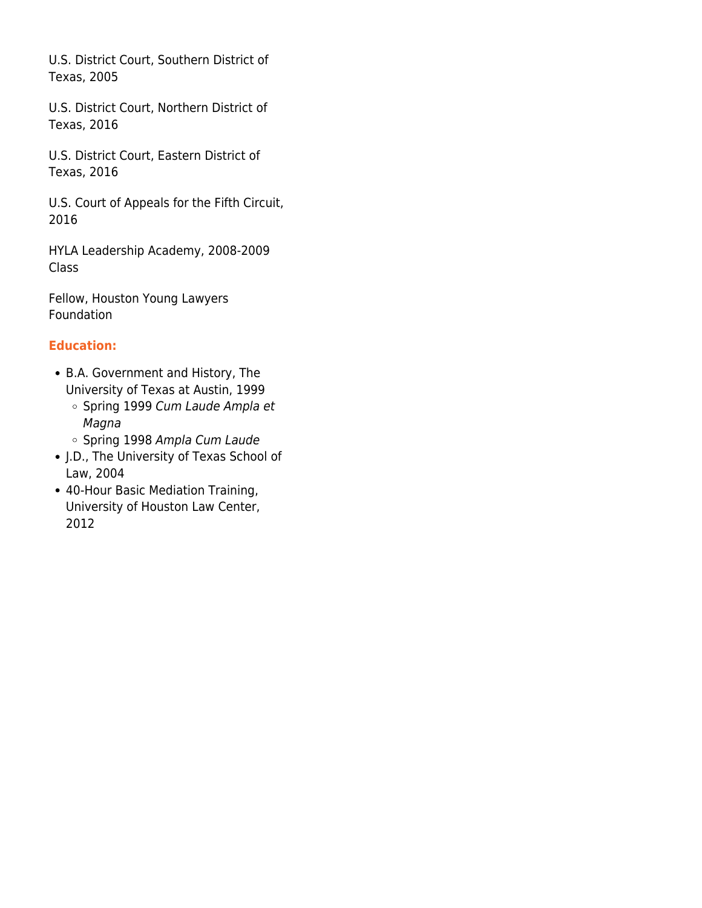U.S. District Court, Southern District of Texas, 2005

U.S. District Court, Northern District of Texas, 2016

U.S. District Court, Eastern District of Texas, 2016

U.S. Court of Appeals for the Fifth Circuit, 2016

HYLA Leadership Academy, 2008-2009 Class

Fellow, Houston Young Lawyers Foundation

**Education:**

- B.A. Government and History, The University of Texas at Austin, 1999
  - Spring 1999 *Cum Laude Ampla et Magna*
  - Spring 1998 *Ampla Cum Laude*
- J.D., The University of Texas School of Law, 2004
- 40-Hour Basic Mediation Training, University of Houston Law Center, 2012